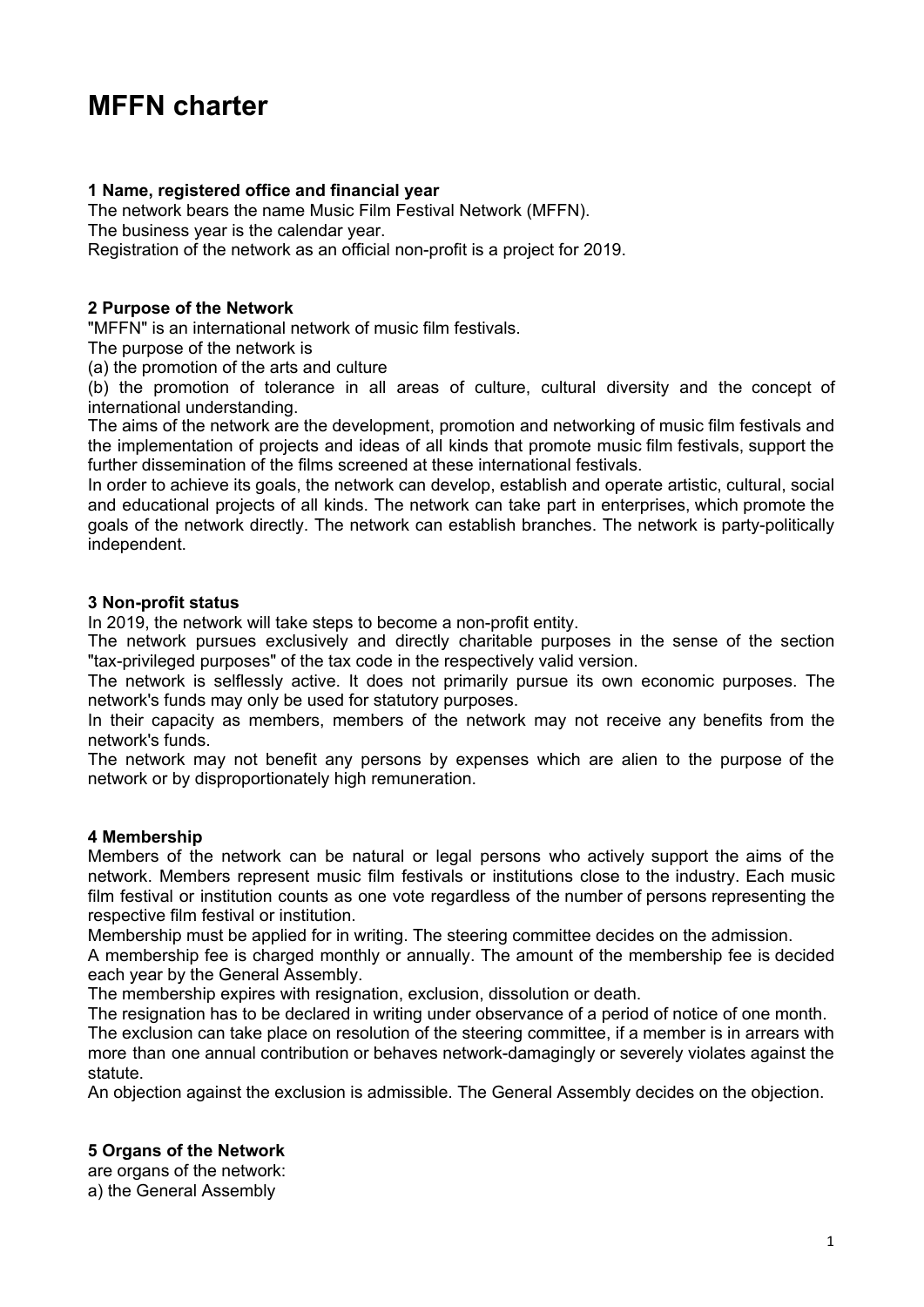# MFFN charter

## 1 Name, registered office and financial year

The network bears the name Music Film Festival Network (MFFN).
The business year is the calendar year.
Registration of the network as an official non-profit is a project for 2019.

## 2 Purpose of the Network

"MFFN" is an international network of music film festivals.
The purpose of the network is
(a) the promotion of the arts and culture
(b) the promotion of tolerance in all areas of culture, cultural diversity and the concept of international understanding.
The aims of the network are the development, promotion and networking of music film festivals and the implementation of projects and ideas of all kinds that promote music film festivals, support the further dissemination of the films screened at these international festivals.
In order to achieve its goals, the network can develop, establish and operate artistic, cultural, social and educational projects of all kinds. The network can take part in enterprises, which promote the goals of the network directly. The network can establish branches. The network is party-politically independent.

## 3 Non-profit status

In 2019, the network will take steps to become a non-profit entity.
The network pursues exclusively and directly charitable purposes in the sense of the section "tax-privileged purposes" of the tax code in the respectively valid version.
The network is selflessly active. It does not primarily pursue its own economic purposes. The network's funds may only be used for statutory purposes.
In their capacity as members, members of the network may not receive any benefits from the network's funds.
The network may not benefit any persons by expenses which are alien to the purpose of the network or by disproportionately high remuneration.

## 4 Membership

Members of the network can be natural or legal persons who actively support the aims of the network. Members represent music film festivals or institutions close to the industry. Each music film festival or institution counts as one vote regardless of the number of persons representing the respective film festival or institution.
Membership must be applied for in writing. The steering committee decides on the admission.
A membership fee is charged monthly or annually. The amount of the membership fee is decided each year by the General Assembly.
The membership expires with resignation, exclusion, dissolution or death.
The resignation has to be declared in writing under observance of a period of notice of one month.
The exclusion can take place on resolution of the steering committee, if a member is in arrears with more than one annual contribution or behaves network-damagingly or severely violates against the statute.
An objection against the exclusion is admissible. The General Assembly decides on the objection.

## 5 Organs of the Network

are organs of the network:
a) the General Assembly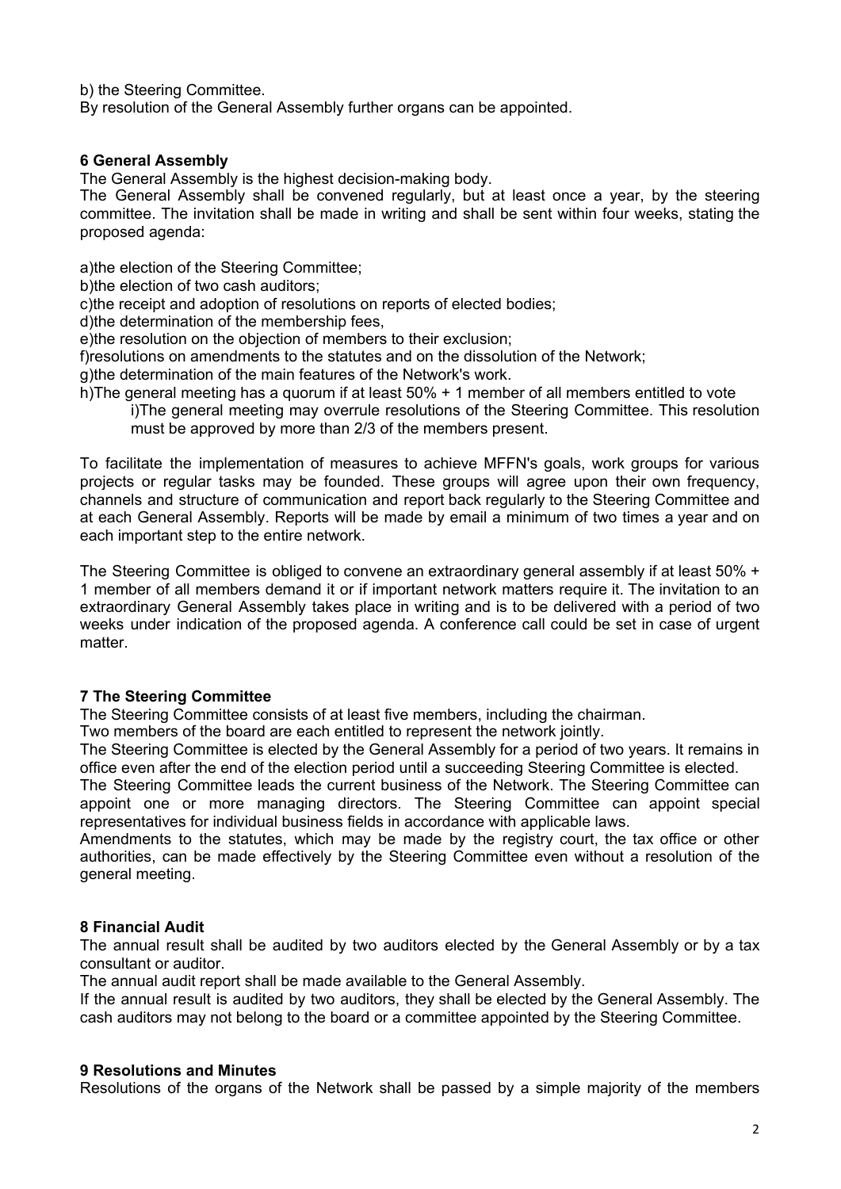b) the Steering Committee.
By resolution of the General Assembly further organs can be appointed.

### 6 General Assembly

The General Assembly is the highest decision-making body.
The General Assembly shall be convened regularly, but at least once a year, by the steering committee. The invitation shall be made in writing and shall be sent within four weeks, stating the proposed agenda:

a)the election of the Steering Committee;
b)the election of two cash auditors;
c)the receipt and adoption of resolutions on reports of elected bodies;
d)the determination of the membership fees,
e)the resolution on the objection of members to their exclusion;
f)resolutions on amendments to the statutes and on the dissolution of the Network;
g)the determination of the main features of the Network's work.
h)The general meeting has a quorum if at least 50% + 1 member of all members entitled to vote
i)The general meeting may overrule resolutions of the Steering Committee. This resolution must be approved by more than 2/3 of the members present.

To facilitate the implementation of measures to achieve MFFN's goals, work groups for various projects or regular tasks may be founded. These groups will agree upon their own frequency, channels and structure of communication and report back regularly to the Steering Committee and at each General Assembly. Reports will be made by email a minimum of two times a year and on each important step to the entire network.

The Steering Committee is obliged to convene an extraordinary general assembly if at least 50% + 1 member of all members demand it or if important network matters require it. The invitation to an extraordinary General Assembly takes place in writing and is to be delivered with a period of two weeks under indication of the proposed agenda. A conference call could be set in case of urgent matter.

### 7 The Steering Committee

The Steering Committee consists of at least five members, including the chairman.
Two members of the board are each entitled to represent the network jointly.
The Steering Committee is elected by the General Assembly for a period of two years. It remains in office even after the end of the election period until a succeeding Steering Committee is elected.
The Steering Committee leads the current business of the Network. The Steering Committee can appoint one or more managing directors. The Steering Committee can appoint special representatives for individual business fields in accordance with applicable laws.
Amendments to the statutes, which may be made by the registry court, the tax office or other authorities, can be made effectively by the Steering Committee even without a resolution of the general meeting.

### 8 Financial Audit

The annual result shall be audited by two auditors elected by the General Assembly or by a tax consultant or auditor.
The annual audit report shall be made available to the General Assembly.
If the annual result is audited by two auditors, they shall be elected by the General Assembly. The cash auditors may not belong to the board or a committee appointed by the Steering Committee.

### 9 Resolutions and Minutes

Resolutions of the organs of the Network shall be passed by a simple majority of the members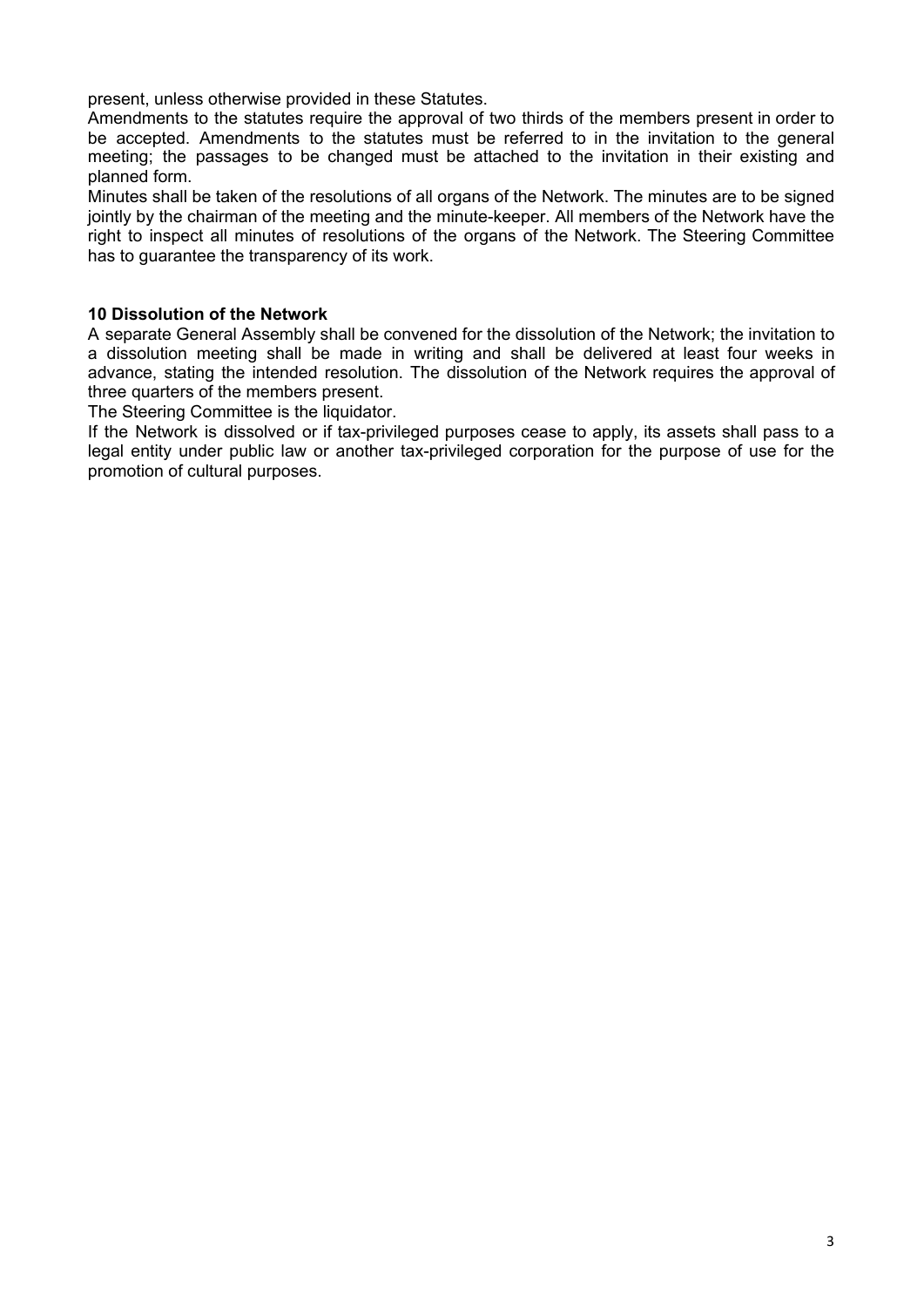present, unless otherwise provided in these Statutes.

Amendments to the statutes require the approval of two thirds of the members present in order to be accepted. Amendments to the statutes must be referred to in the invitation to the general meeting; the passages to be changed must be attached to the invitation in their existing and planned form.

Minutes shall be taken of the resolutions of all organs of the Network. The minutes are to be signed jointly by the chairman of the meeting and the minute-keeper. All members of the Network have the right to inspect all minutes of resolutions of the organs of the Network. The Steering Committee has to guarantee the transparency of its work.

**10 Dissolution of the Network**

A separate General Assembly shall be convened for the dissolution of the Network; the invitation to a dissolution meeting shall be made in writing and shall be delivered at least four weeks in advance, stating the intended resolution. The dissolution of the Network requires the approval of three quarters of the members present.

The Steering Committee is the liquidator.

If the Network is dissolved or if tax-privileged purposes cease to apply, its assets shall pass to a legal entity under public law or another tax-privileged corporation for the purpose of use for the promotion of cultural purposes.